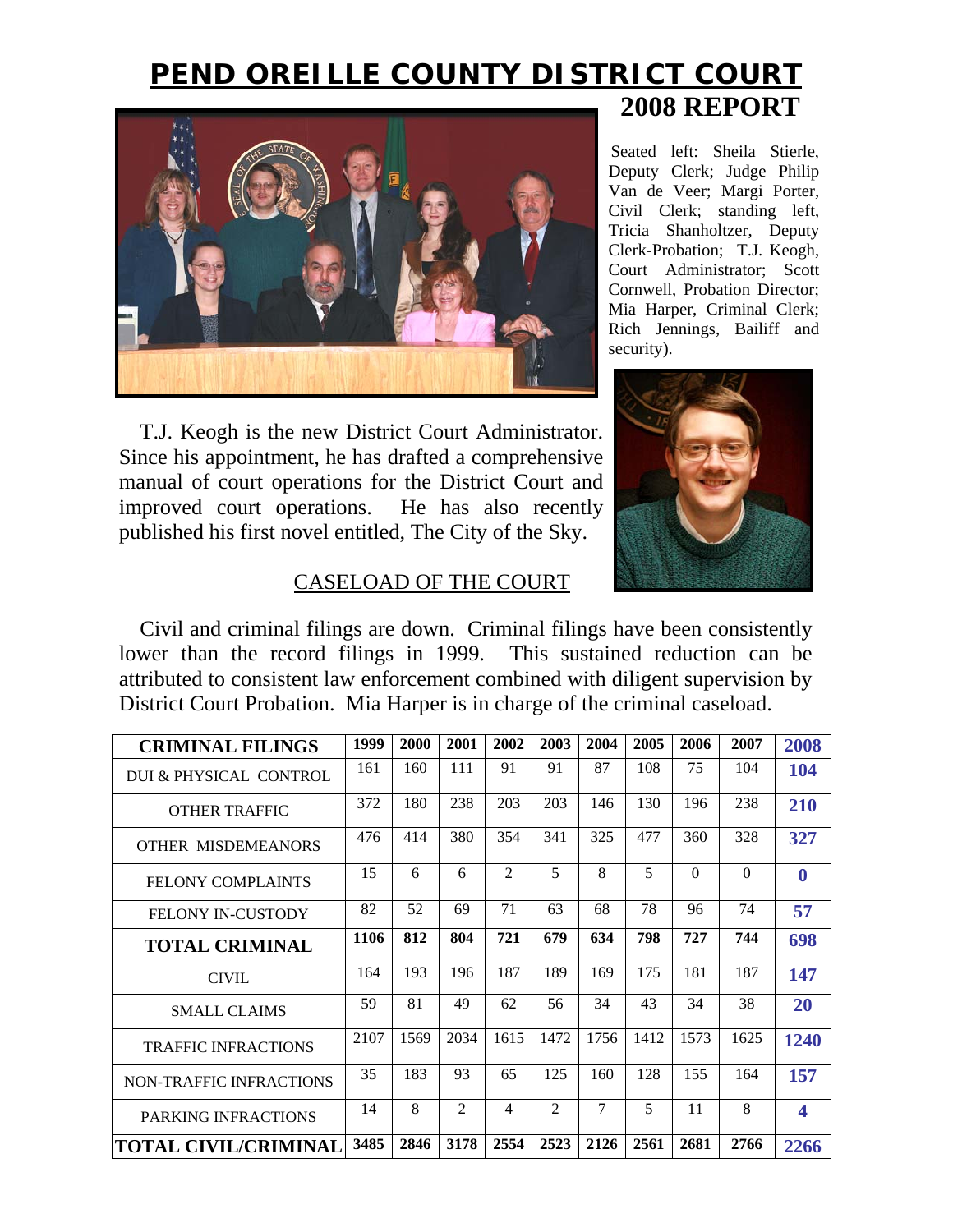# PEND OREILLE COUNTY DISTRICT COURT

## 2008 REPORT

Seated left: Sheila Stierle, Deputy Clerk; Judge Philip Van de Veer; Margi Porter, Civil Clerk; standing left, Tricia Shanholtzer, Deputy Clerk-Probation; T.J. Keogh, Court Administrator; Scott Cornwell, Probation Director; Mia Harper, Criminal Clerk; Rich Jennings, Bailiff and security).

T.J. Keogh is the new District Court Administrator. Since his appointment, he has drafted a comprehensive manual of court operations for the District Court and improved court operations. He has also recently published his first novel entitled, The City of the Sky.

### CASELOAD OF THE COURT

Civil and criminal filings are down. Criminal filings have been consistently lower than the record filings in 1999. This sustained reduction can be attributed to consistent law enforcement combined with diligent supervision by District Court Probation. Mia Harper is in charge of the criminal caseload.

| CRIMINAL FILINGS | 1999 | 2000 | 2001 | 2002 | 2003 | 2004 | 2005 | 2006 | 2007 | 2008 |
|---|---|---|---|---|---|---|---|---|---|---|
| DUI & PHYSICAL CONTROL | 161 | 160 | 111 | 91 | 91 | 87 | 108 | 75 | 104 | **104** |
| OTHER TRAFFIC | 372 | 180 | 238 | 203 | 203 | 146 | 130 | 196 | 238 | **210** |
| OTHER MISDEMEANORS | 476 | 414 | 380 | 354 | 341 | 325 | 477 | 360 | 328 | **327** |
| FELONY COMPLAINTS | 15 | 6 | 6 | 2 | 5 | 8 | 5 | 0 | 0 | **0** |
| FELONY IN-CUSTODY | 82 | 52 | 69 | 71 | 63 | 68 | 78 | 96 | 74 | **57** |
| **TOTAL CRIMINAL** | **1106** | **812** | **804** | **721** | **679** | **634** | **798** | **727** | **744** | **698** |
| CIVIL | 164 | 193 | 196 | 187 | 189 | 169 | 175 | 181 | 187 | **147** |
| SMALL CLAIMS | 59 | 81 | 49 | 62 | 56 | 34 | 43 | 34 | 38 | **20** |
| TRAFFIC INFRACTIONS | 2107 | 1569 | 2034 | 1615 | 1472 | 1756 | 1412 | 1573 | 1625 | **1240** |
| NON-TRAFFIC INFRACTIONS | 35 | 183 | 93 | 65 | 125 | 160 | 128 | 155 | 164 | **157** |
| PARKING INFRACTIONS | 14 | 8 | 2 | 4 | 2 | 7 | 5 | 11 | 8 | **4** |
| **TOTAL CIVIL/CRIMINAL** | **3485** | **2846** | **3178** | **2554** | **2523** | **2126** | **2561** | **2681** | **2766** | **2266** |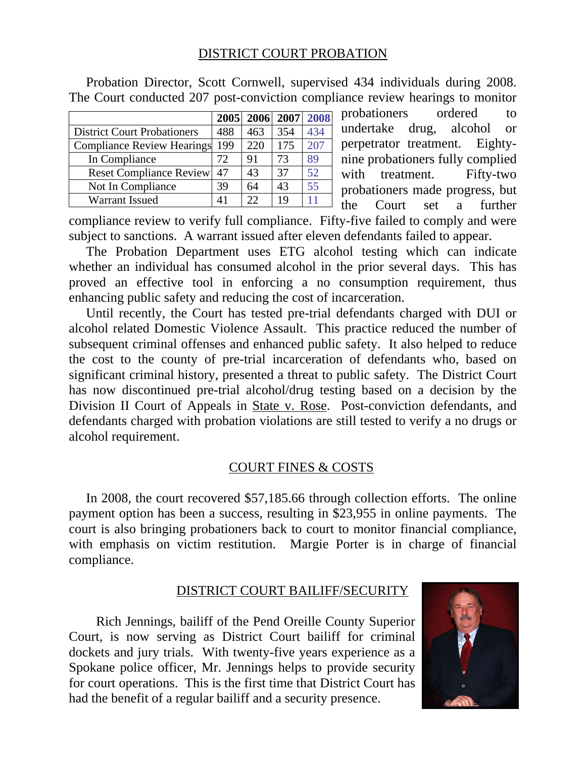## DISTRICT COURT PROBATION

Probation Director, Scott Cornwell, supervised 434 individuals during 2008. The Court conducted 207 post-conviction compliance review hearings to monitor probationers ordered to undertake drug, alcohol or perpetrator treatment. Eighty-nine probationers fully complied with treatment. Fifty-two probationers made progress, but the Court set a further compliance review to verify full compliance. Fifty-five failed to comply and were subject to sanctions. A warrant issued after eleven defendants failed to appear.

| | 2005 | 2006 | 2007 | 2008 |
|---|---|---|---|---|
| District Court Probationers | 488 | 463 | 354 | 434 |
| Compliance Review Hearings | 199 | 220 | 175 | 207 |
| In Compliance | 72 | 91 | 73 | 89 |
| Reset Compliance Review | 47 | 43 | 37 | 52 |
| Not In Compliance | 39 | 64 | 43 | 55 |
| Warrant Issued | 41 | 22 | 19 | 11 |

The Probation Department uses ETG alcohol testing which can indicate whether an individual has consumed alcohol in the prior several days. This has proved an effective tool in enforcing a no consumption requirement, thus enhancing public safety and reducing the cost of incarceration.

Until recently, the Court has tested pre-trial defendants charged with DUI or alcohol related Domestic Violence Assault. This practice reduced the number of subsequent criminal offenses and enhanced public safety. It also helped to reduce the cost to the county of pre-trial incarceration of defendants who, based on significant criminal history, presented a threat to public safety. The District Court has now discontinued pre-trial alcohol/drug testing based on a decision by the Division II Court of Appeals in State v. Rose. Post-conviction defendants, and defendants charged with probation violations are still tested to verify a no drugs or alcohol requirement.

## COURT FINES & COSTS

In 2008, the court recovered $57,185.66 through collection efforts. The online payment option has been a success, resulting in $23,955 in online payments. The court is also bringing probationers back to court to monitor financial compliance, with emphasis on victim restitution. Margie Porter is in charge of financial compliance.

## DISTRICT COURT BAILIFF/SECURITY

Rich Jennings, bailiff of the Pend Oreille County Superior Court, is now serving as District Court bailiff for criminal dockets and jury trials. With twenty-five years experience as a Spokane police officer, Mr. Jennings helps to provide security for court operations. This is the first time that District Court has had the benefit of a regular bailiff and a security presence.